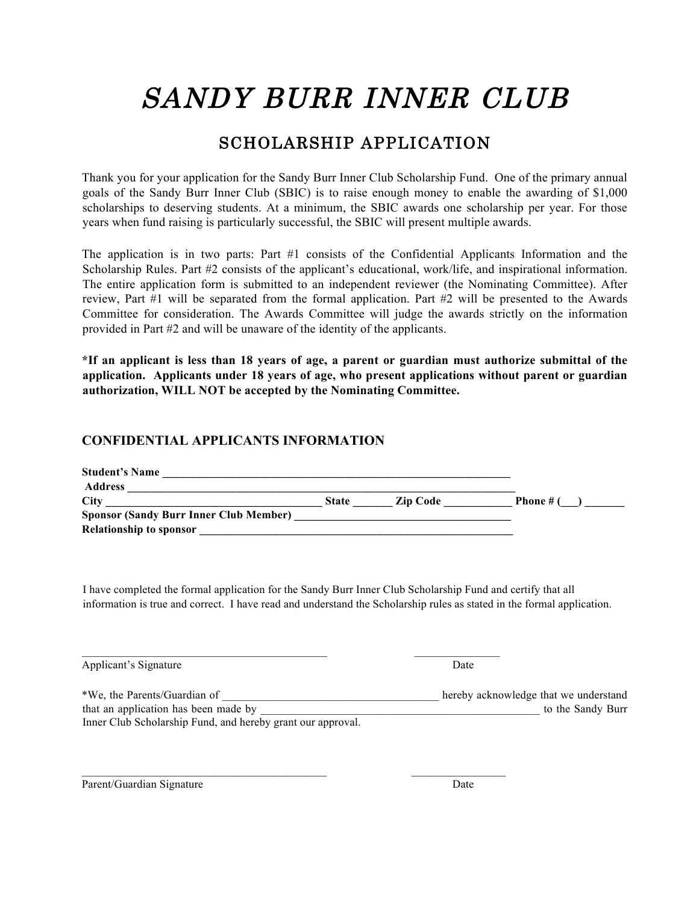# SANDY BURR INNER CLUB

## SCHOLARSHIP APPLICATION

Thank you for your application for the Sandy Burr Inner Club Scholarship Fund. One of the primary annual goals of the Sandy Burr Inner Club (SBIC) is to raise enough money to enable the awarding of $1,000 scholarships to deserving students. At a minimum, the SBIC awards one scholarship per year. For those years when fund raising is particularly successful, the SBIC will present multiple awards.

The application is in two parts: Part #1 consists of the Confidential Applicants Information and the Scholarship Rules. Part #2 consists of the applicant's educational, work/life, and inspirational information. The entire application form is submitted to an independent reviewer (the Nominating Committee). After review, Part #1 will be separated from the formal application. Part #2 will be presented to the Awards Committee for consideration. The Awards Committee will judge the awards strictly on the information provided in Part #2 and will be unaware of the identity of the applicants.

**\*If an applicant is less than 18 years of age, a parent or guardian must authorize submittal of the application. Applicants under 18 years of age, who present applications without parent or guardian authorization, WILL NOT be accepted by the Nominating Committee.**

### CONFIDENTIAL APPLICANTS INFORMATION

**Student's Name** ______________________________________________________________

**Address** ______________________________________________________________________

**City** _____________________________________ **State** _______ **Zip Code** ____________ **Phone # (___)** _______

**Sponsor (Sandy Burr Inner Club Member)** ______________________________________

**Relationship to sponsor** ________________________________________________________

I have completed the formal application for the Sandy Burr Inner Club Scholarship Fund and certify that all information is true and correct. I have read and understand the Scholarship rules as stated in the formal application.

_____________________________________________ _______________

Applicant's Signature Date

*We, the Parents/Guardian of _____________________________________ hereby acknowledge that we understand that an application has been made by __________________________________________________ to the Sandy Burr Inner Club Scholarship Fund, and hereby grant our approval.

_____________________________________________ _________________

Parent/Guardian Signature Date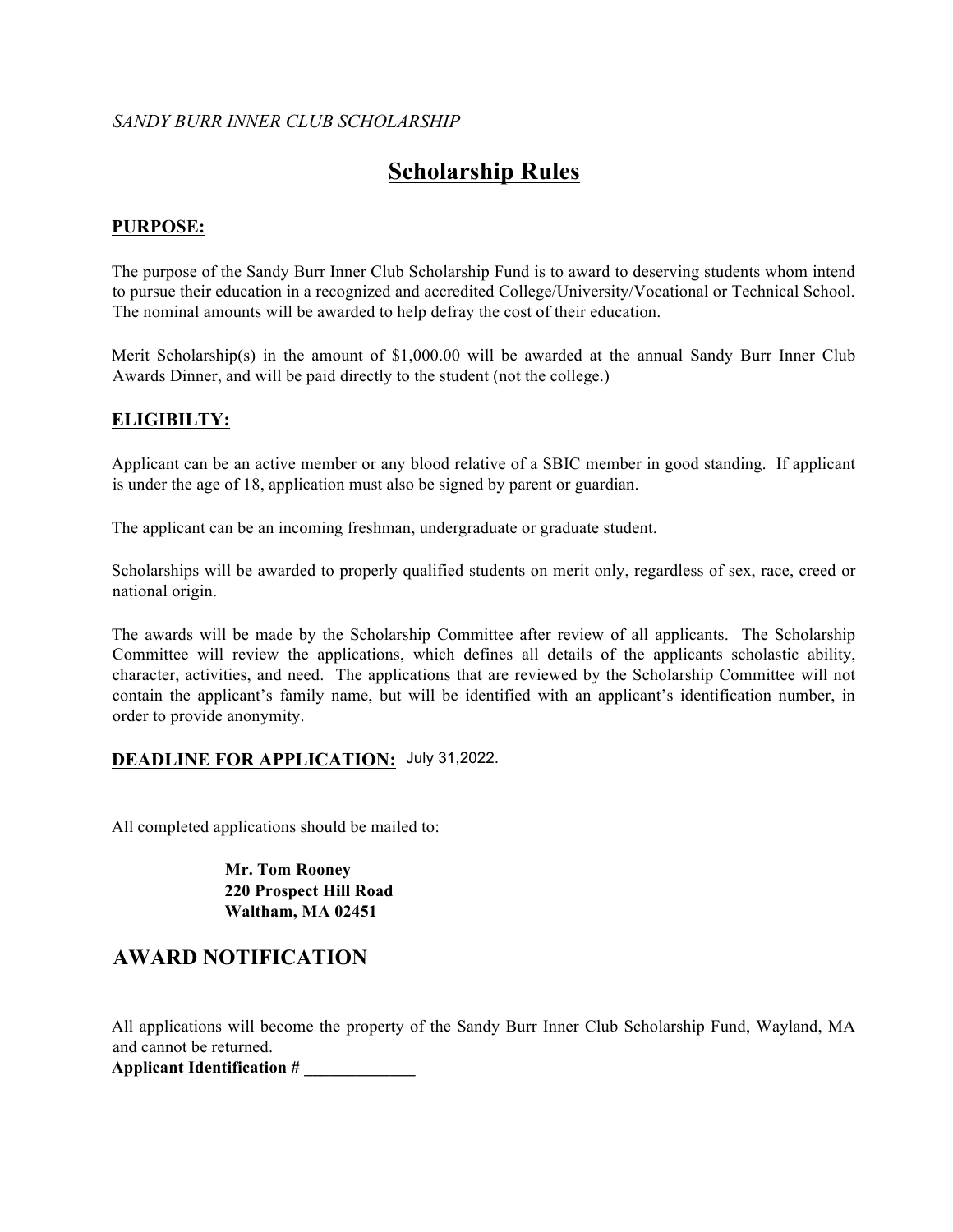*SANDY BURR INNER CLUB SCHOLARSHIP*

# Scholarship Rules

## PURPOSE:

The purpose of the Sandy Burr Inner Club Scholarship Fund is to award to deserving students whom intend to pursue their education in a recognized and accredited College/University/Vocational or Technical School. The nominal amounts will be awarded to help defray the cost of their education.

Merit Scholarship(s) in the amount of $1,000.00 will be awarded at the annual Sandy Burr Inner Club Awards Dinner, and will be paid directly to the student (not the college.)

## ELIGIBILTY:

Applicant can be an active member or any blood relative of a SBIC member in good standing. If applicant is under the age of 18, application must also be signed by parent or guardian.

The applicant can be an incoming freshman, undergraduate or graduate student.

Scholarships will be awarded to properly qualified students on merit only, regardless of sex, race, creed or national origin.

The awards will be made by the Scholarship Committee after review of all applicants. The Scholarship Committee will review the applications, which defines all details of the applicants scholastic ability, character, activities, and need. The applications that are reviewed by the Scholarship Committee will not contain the applicant's family name, but will be identified with an applicant's identification number, in order to provide anonymity.

## DEADLINE FOR APPLICATION: July 31,2022.

All completed applications should be mailed to:

**Mr. Tom Rooney**
**220 Prospect Hill Road**
**Waltham, MA 02451**

## AWARD NOTIFICATION

All applications will become the property of the Sandy Burr Inner Club Scholarship Fund, Wayland, MA and cannot be returned.

**Applicant Identification # _____________**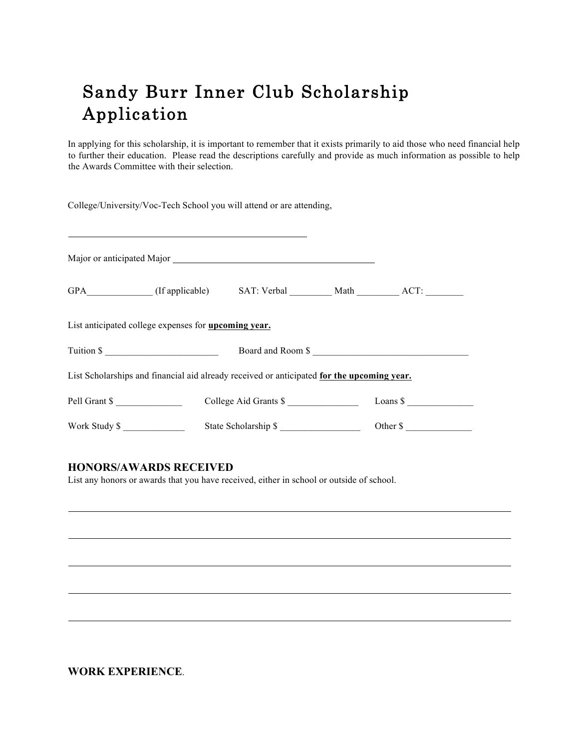// Sandy Burr Inner Club Scholarship Application — page 3 of 5 (doc 39151b891e86)

# Sandy Burr Inner Club Scholarship Application

In applying for this scholarship, it is important to remember that it exists primarily to aid those who need financial help to further their education. Please read the descriptions carefully and provide as much information as possible to help the Awards Committee with their selection.

College/University/Voc-Tech School you will attend or are attending,

_______________________________________________

Major or anticipated Major ___________________________________________

GPA______________ (If applicable) SAT: Verbal _________ Math _________ ACT: ________

List anticipated college expenses for **upcoming year.**

Tuition $ ________________________ Board and Room $ _________________________________

List Scholarships and financial aid already received or anticipated **for the upcoming year.**

Pell Grant $ ______________ College Aid Grants $ _______________ Loans $ ______________

Work Study $ _____________ State Scholarship $ _________________ Other $ ______________

## HONORS/AWARDS RECEIVED

List any honors or awards that you have received, either in school or outside of school.

_______________________________________________________________________________

_______________________________________________________________________________

_______________________________________________________________________________

_______________________________________________________________________________

_______________________________________________________________________________

## WORK EXPERIENCE.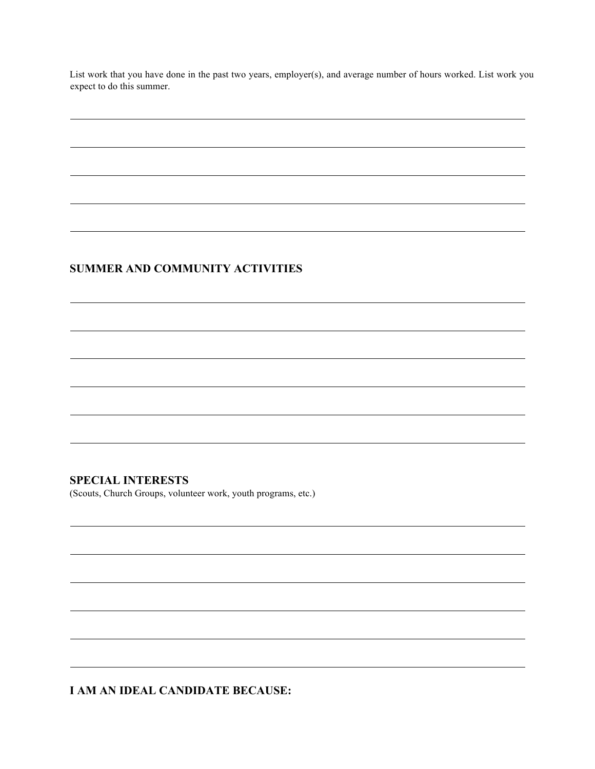List work that you have done in the past two years, employer(s), and average number of hours worked. List work you expect to do this summer.

## SUMMER AND COMMUNITY ACTIVITIES

## SPECIAL INTERESTS

(Scouts, Church Groups, volunteer work, youth programs, etc.)

## I AM AN IDEAL CANDIDATE BECAUSE: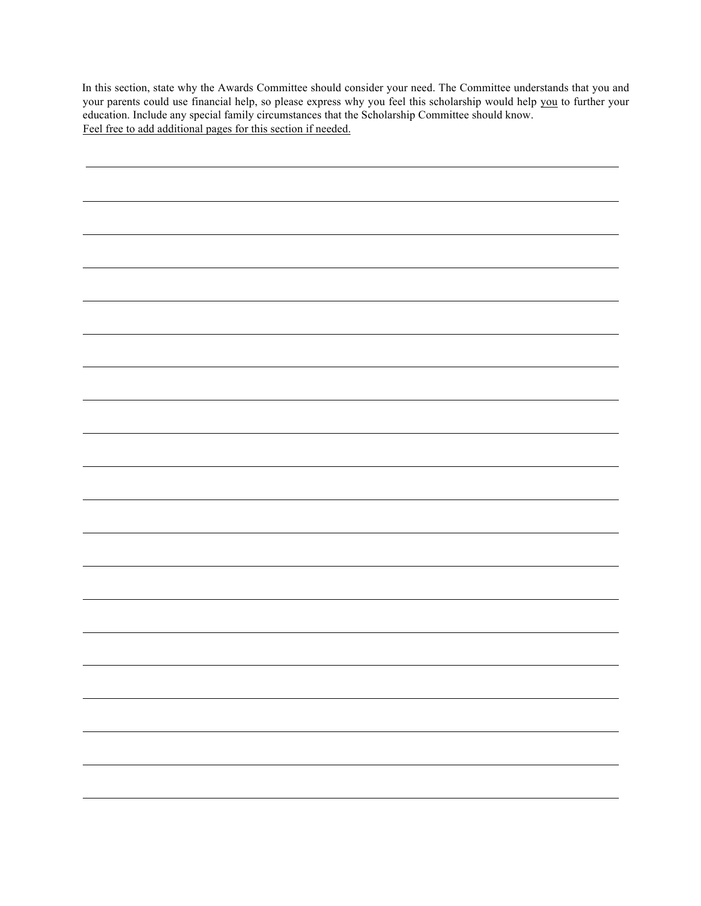In this section, state why the Awards Committee should consider your need. The Committee understands that you and your parents could use financial help, so please express why you feel this scholarship would help <u>you</u> to further your education. Include any special family circumstances that the Scholarship Committee should know.
<u>Feel free to add additional pages for this section if needed.</u>

______________________________________________________________________________

______________________________________________________________________________

______________________________________________________________________________

______________________________________________________________________________

______________________________________________________________________________

______________________________________________________________________________

______________________________________________________________________________

______________________________________________________________________________

______________________________________________________________________________

______________________________________________________________________________

______________________________________________________________________________

______________________________________________________________________________

______________________________________________________________________________

______________________________________________________________________________

______________________________________________________________________________

______________________________________________________________________________

______________________________________________________________________________

______________________________________________________________________________

______________________________________________________________________________

______________________________________________________________________________